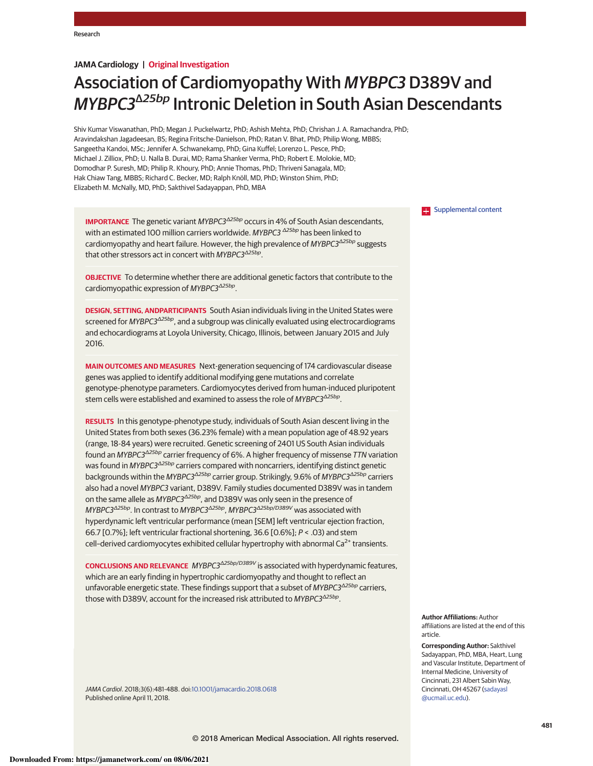Research

**JAMA Cardiology | Original Investigation**

# Association of Cardiomyopathy With *MYBPC3* D389V and *MYBPC3*$^{\Delta 25bp}$ Intronic Deletion in South Asian Descendants

Shiv Kumar Viswanathan, PhD; Megan J. Puckelwartz, PhD; Ashish Mehta, PhD; Chrishan J. A. Ramachandra, PhD; Aravindakshan Jagadeesan, BS; Regina Fritsche-Danielson, PhD; Ratan V. Bhat, PhD; Philip Wong, MBBS; Sangeetha Kandoi, MSc; Jennifer A. Schwanekamp, PhD; Gina Kuffel; Lorenzo L. Pesce, PhD; Michael J. Zilliox, PhD; U. Nalla B. Durai, MD; Rama Shanker Verma, PhD; Robert E. Molokie, MD; Domodhar P. Suresh, MD; Philip R. Khoury, PhD; Annie Thomas, PhD; Thriveni Sanagala, MD; Hak Chiaw Tang, MBBS; Richard C. Becker, MD; Ralph Knöll, MD, PhD; Winston Shim, PhD; Elizabeth M. McNally, MD, PhD; Sakthivel Sadayappan, PhD, MBA

Supplemental content

**IMPORTANCE** The genetic variant *MYBPC3*$^{\Delta 25bp}$ occurs in 4% of South Asian descendants, with an estimated 100 million carriers worldwide. *MYBPC3*$^{\Delta 25bp}$ has been linked to cardiomyopathy and heart failure. However, the high prevalence of *MYBPC3*$^{\Delta 25bp}$ suggests that other stressors act in concert with *MYBPC3*$^{\Delta 25bp}$.

**OBJECTIVE** To determine whether there are additional genetic factors that contribute to the cardiomyopathic expression of *MYBPC3*$^{\Delta 25bp}$.

**DESIGN, SETTING, ANDPARTICIPANTS** South Asian individuals living in the United States were screened for *MYBPC3*$^{\Delta 25bp}$, and a subgroup was clinically evaluated using electrocardiograms and echocardiograms at Loyola University, Chicago, Illinois, between January 2015 and July 2016.

**MAIN OUTCOMES AND MEASURES** Next-generation sequencing of 174 cardiovascular disease genes was applied to identify additional modifying gene mutations and correlate genotype-phenotype parameters. Cardiomyocytes derived from human-induced pluripotent stem cells were established and examined to assess the role of *MYBPC3*$^{\Delta 25bp}$.

**RESULTS** In this genotype-phenotype study, individuals of South Asian descent living in the United States from both sexes (36.23% female) with a mean population age of 48.92 years (range, 18-84 years) were recruited. Genetic screening of 2401 US South Asian individuals found an *MYBPC3*$^{\Delta 25bp}$ carrier frequency of 6%. A higher frequency of missense *TTN* variation was found in *MYBPC3*$^{\Delta 25bp}$ carriers compared with noncarriers, identifying distinct genetic backgrounds within the *MYBPC3*$^{\Delta 25bp}$ carrier group. Strikingly, 9.6% of *MYBPC3*$^{\Delta 25bp}$ carriers also had a novel *MYBPC3* variant, D389V. Family studies documented D389V was in tandem on the same allele as *MYBPC3*$^{\Delta 25bp}$, and D389V was only seen in the presence of *MYBPC3*$^{\Delta 25bp}$. In contrast to *MYBPC3*$^{\Delta 25bp}$, *MYBPC3*$^{\Delta 25bp/D389V}$ was associated with hyperdynamic left ventricular performance (mean [SEM] left ventricular ejection fraction, 66.7 [0.7%]; left ventricular fractional shortening, 36.6 [0.6%]; $P < .03$) and stem cell–derived cardiomyocytes exhibited cellular hypertrophy with abnormal $Ca^{2+}$ transients.

**CONCLUSIONS AND RELEVANCE** *MYBPC3*$^{\Delta 25bp/D389V}$ is associated with hyperdynamic features, which are an early finding in hypertrophic cardiomyopathy and thought to reflect an unfavorable energetic state. These findings support that a subset of *MYBPC3*$^{\Delta 25bp}$ carriers, those with D389V, account for the increased risk attributed to *MYBPC3*$^{\Delta 25bp}$.

*JAMA Cardiol*. 2018;3(6):481-488. doi:10.1001/jamacardio.2018.0618
Published online April 11, 2018.

**Author Affiliations:** Author affiliations are listed at the end of this article.

**Corresponding Author:** Sakthivel Sadayappan, PhD, MBA, Heart, Lung and Vascular Institute, Department of Internal Medicine, University of Cincinnati, 231 Albert Sabin Way, Cincinnati, OH 45267 (sadaysl@ucmail.uc.edu).

© 2018 American Medical Association. All rights reserved.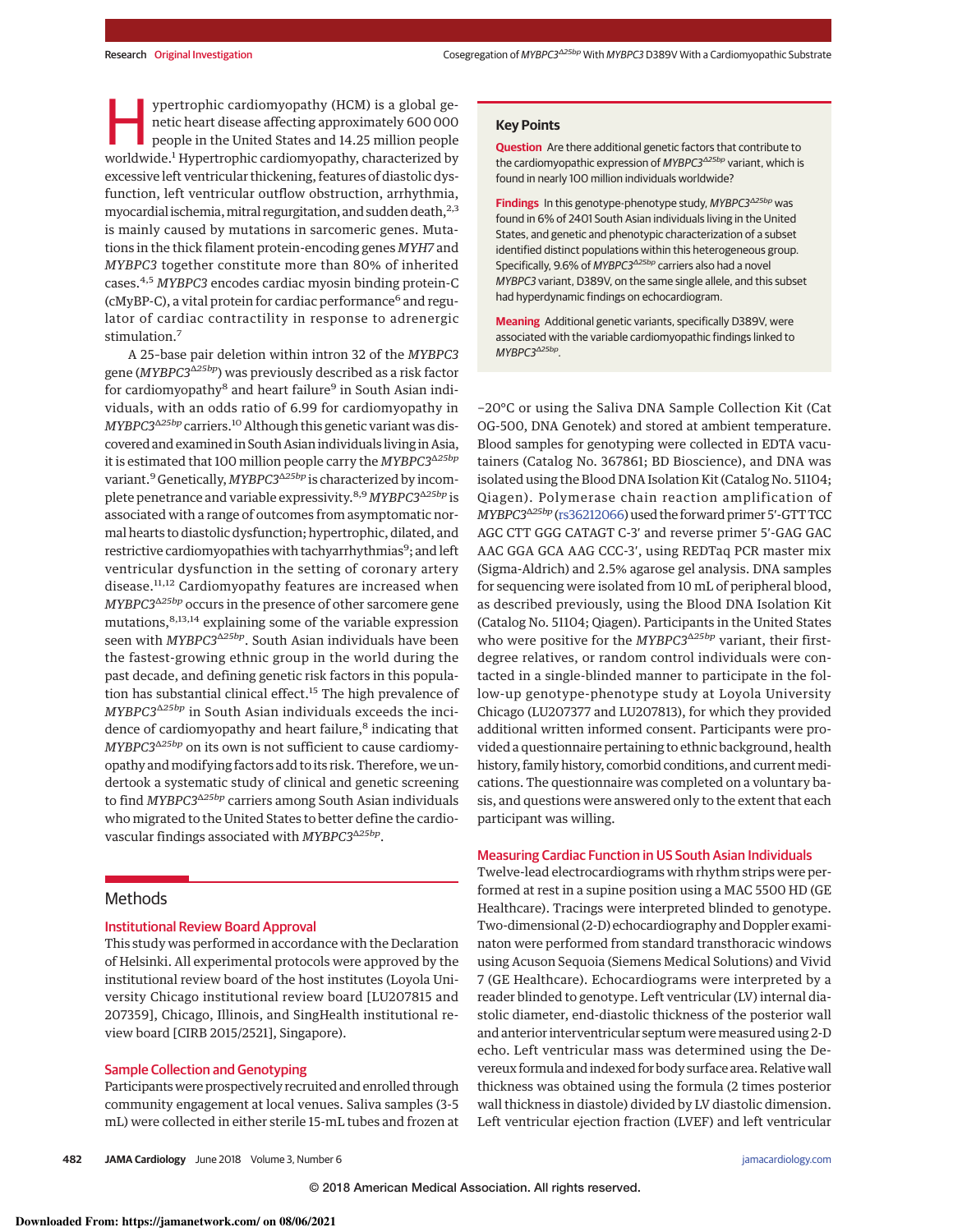Hypertrophic cardiomyopathy (HCM) is a global genetic heart disease affecting approximately 600 000 people in the United States and 14.25 million people worldwide.[1] Hypertrophic cardiomyopathy, characterized by excessive left ventricular thickening, features of diastolic dysfunction, left ventricular outflow obstruction, arrhythmia, myocardial ischemia, mitral regurgitation, and sudden death,[2,3] is mainly caused by mutations in sarcomeric genes. Mutations in the thick filament protein-encoding genes *MYH7* and *MYBPC3* together constitute more than 80% of inherited cases.[4,5] *MYBPC3* encodes cardiac myosin binding protein-C (cMyBP-C), a vital protein for cardiac performance[6] and regulator of cardiac contractility in response to adrenergic stimulation.[7]

A 25-base pair deletion within intron 32 of the *MYBPC3* gene (*MYBPC3*$^{\Delta 25bp}$) was previously described as a risk factor for cardiomyopathy[8] and heart failure[9] in South Asian individuals, with an odds ratio of 6.99 for cardiomyopathy in *MYBPC3*$^{\Delta 25bp}$ carriers.[10] Although this genetic variant was discovered and examined in South Asian individuals living in Asia, it is estimated that 100 million people carry the *MYBPC3*$^{\Delta 25bp}$ variant.[9] Genetically, *MYBPC3*$^{\Delta 25bp}$ is characterized by incomplete penetrance and variable expressivity.[8,9] *MYBPC3*$^{\Delta 25bp}$ is associated with a range of outcomes from asymptomatic normal hearts to diastolic dysfunction; hypertrophic, dilated, and restrictive cardiomyopathies with tachyarrhythmias[9]; and left ventricular dysfunction in the setting of coronary artery disease.[11,12] Cardiomyopathy features are increased when *MYBPC3*$^{\Delta 25bp}$ occurs in the presence of other sarcomere gene mutations,[8,13,14] explaining some of the variable expression seen with *MYBPC3*$^{\Delta 25bp}$. South Asian individuals have been the fastest-growing ethnic group in the world during the past decade, and defining genetic risk factors in this population has substantial clinical effect.[15] The high prevalence of *MYBPC3*$^{\Delta 25bp}$ in South Asian individuals exceeds the incidence of cardiomyopathy and heart failure,[8] indicating that *MYBPC3*$^{\Delta 25bp}$ on its own is not sufficient to cause cardiomyopathy and modifying factors add to its risk. Therefore, we undertook a systematic study of clinical and genetic screening to find *MYBPC3*$^{\Delta 25bp}$ carriers among South Asian individuals who migrated to the United States to better define the cardiovascular findings associated with *MYBPC3*$^{\Delta 25bp}$.

## Key Points

**Question** Are there additional genetic factors that contribute to the cardiomyopathic expression of *MYBPC3*$^{\Delta 25bp}$ variant, which is found in nearly 100 million individuals worldwide?

**Findings** In this genotype-phenotype study, *MYBPC3*$^{\Delta 25bp}$ was found in 6% of 2401 South Asian individuals living in the United States, and genetic and phenotypic characterization of a subset identified distinct populations within this heterogeneous group. Specifically, 9.6% of *MYBPC3*$^{\Delta 25bp}$ carriers also had a novel *MYBPC3* variant, D389V, on the same single allele, and this subset had hyperdynamic findings on echocardiogram.

**Meaning** Additional genetic variants, specifically D389V, were associated with the variable cardiomyopathic findings linked to *MYBPC3*$^{\Delta 25bp}$.

## Methods

### Institutional Review Board Approval

This study was performed in accordance with the Declaration of Helsinki. All experimental protocols were approved by the institutional review board of the host institutes (Loyola University Chicago institutional review board [LU207815 and 207359], Chicago, Illinois, and SingHealth institutional review board [CIRB 2015/2521], Singapore).

### Sample Collection and Genotyping

Participants were prospectively recruited and enrolled through community engagement at local venues. Saliva samples (3-5 mL) were collected in either sterile 15-mL tubes and frozen at −20°C or using the Saliva DNA Sample Collection Kit (Cat OG-500, DNA Genotek) and stored at ambient temperature. Blood samples for genotyping were collected in EDTA vacutainers (Catalog No. 367861; BD Bioscience), and DNA was isolated using the Blood DNA Isolation Kit (Catalog No. 51104; Qiagen). Polymerase chain reaction amplification of *MYBPC3*$^{\Delta 25bp}$ (rs36212066) used the forward primer 5′-GTT TCC AGC CTT GGG CATAGT C-3′ and reverse primer 5′-GAG GAC AAC GGA GCA AAG CCC-3′, using REDTaq PCR master mix (Sigma-Aldrich) and 2.5% agarose gel analysis. DNA samples for sequencing were isolated from 10 mL of peripheral blood, as described previously, using the Blood DNA Isolation Kit (Catalog No. 51104; Qiagen). Participants in the United States who were positive for the *MYBPC3*$^{\Delta 25bp}$ variant, their first-degree relatives, or random control individuals were contacted in a single-blinded manner to participate in the follow-up genotype-phenotype study at Loyola University Chicago (LU207377 and LU207813), for which they provided additional written informed consent. Participants were provided a questionnaire pertaining to ethnic background, health history, family history, comorbid conditions, and current medications. The questionnaire was completed on a voluntary basis, and questions were answered only to the extent that each participant was willing.

### Measuring Cardiac Function in US South Asian Individuals

Twelve-lead electrocardiograms with rhythm strips were performed at rest in a supine position using a MAC 5500 HD (GE Healthcare). Tracings were interpreted blinded to genotype. Two-dimensional (2-D) echocardiography and Doppler examinaton were performed from standard transthoracic windows using Acuson Sequoia (Siemens Medical Solutions) and Vivid 7 (GE Healthcare). Echocardiograms were interpreted by a reader blinded to genotype. Left ventricular (LV) internal diastolic diameter, end-diastolic thickness of the posterior wall and anterior interventricular septum were measured using 2-D echo. Left ventricular mass was determined using the Devereux formula and indexed for body surface area. Relative wall thickness was obtained using the formula (2 times posterior wall thickness in diastole) divided by LV diastolic dimension. Left ventricular ejection fraction (LVEF) and left ventricular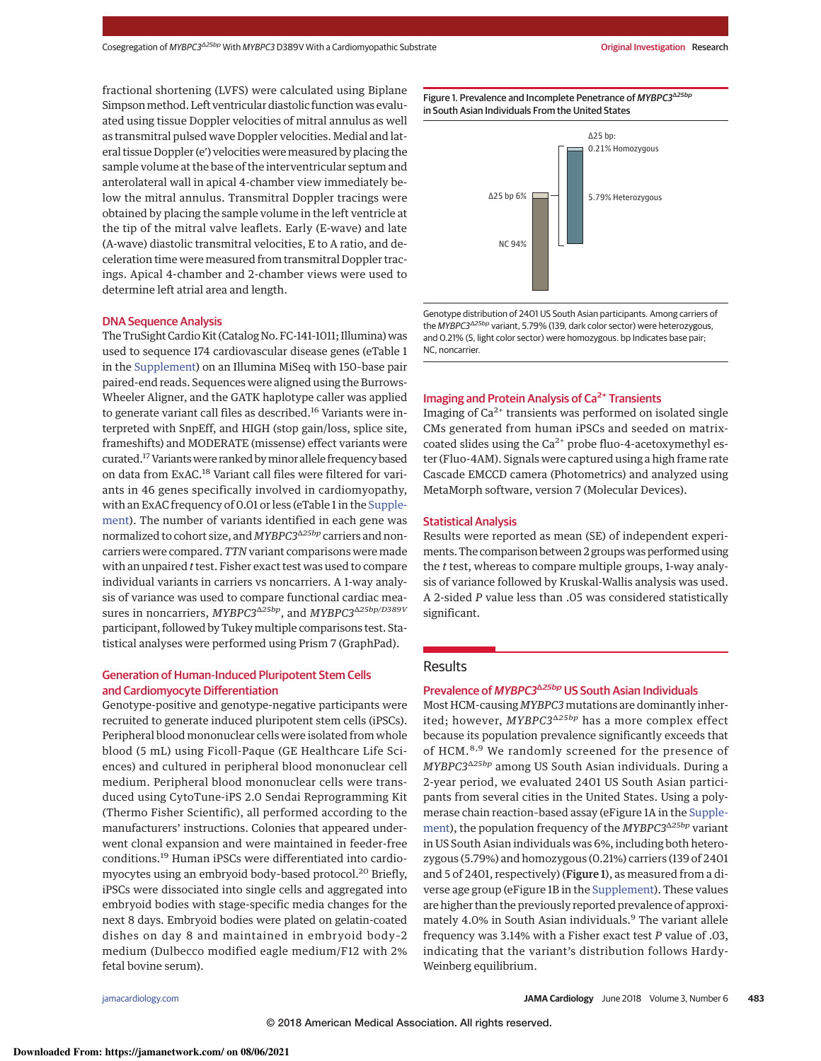fractional shortening (LVFS) were calculated using Biplane Simpson method. Left ventricular diastolic function was evaluated using tissue Doppler velocities of mitral annulus as well as transmitral pulsed wave Doppler velocities. Medial and lateral tissue Doppler (e′) velocities were measured by placing the sample volume at the base of the interventricular septum and anterolateral wall in apical 4-chamber view immediately below the mitral annulus. Transmitral Doppler tracings were obtained by placing the sample volume in the left ventricle at the tip of the mitral valve leaflets. Early (E-wave) and late (A-wave) diastolic transmitral velocities, E to A ratio, and deceleration time were measured from transmitral Doppler tracings. Apical 4-chamber and 2-chamber views were used to determine left atrial area and length.

### DNA Sequence Analysis

The TruSight Cardio Kit (Catalog No. FC-141-1011; Illumina) was used to sequence 174 cardiovascular disease genes (eTable 1 in the Supplement) on an Illumina MiSeq with 150-base pair paired-end reads. Sequences were aligned using the Burrows-Wheeler Aligner, and the GATK haplotype caller was applied to generate variant call files as described.[16] Variants were interpreted with SnpEff, and HIGH (stop gain/loss, splice site, frameshifts) and MODERATE (missense) effect variants were curated.[17] Variants were ranked by minor allele frequency based on data from ExAC.[18] Variant call files were filtered for variants in 46 genes specifically involved in cardiomyopathy, with an ExAC frequency of 0.01 or less (eTable 1 in the Supplement). The number of variants identified in each gene was normalized to cohort size, and *MYBPC3*$^{Δ25bp}$ carriers and noncarriers were compared. *TTN* variant comparisons were made with an unpaired *t* test. Fisher exact test was used to compare individual variants in carriers vs noncarriers. A 1-way analysis of variance was used to compare functional cardiac measures in noncarriers, *MYBPC3*$^{Δ25bp}$, and *MYBPC3*$^{Δ25bp/D389V}$ participant, followed by Tukey multiple comparisons test. Statistical analyses were performed using Prism 7 (GraphPad).

### Generation of Human-Induced Pluripotent Stem Cells and Cardiomyocyte Differentiation

Genotype-positive and genotype-negative participants were recruited to generate induced pluripotent stem cells (iPSCs). Peripheral blood mononuclear cells were isolated from whole blood (5 mL) using Ficoll-Paque (GE Healthcare Life Sciences) and cultured in peripheral blood mononuclear cell medium. Peripheral blood mononuclear cells were transduced using CytoTune-iPS 2.0 Sendai Reprogramming Kit (Thermo Fisher Scientific), all performed according to the manufacturers' instructions. Colonies that appeared underwent clonal expansion and were maintained in feeder-free conditions.[19] Human iPSCs were differentiated into cardiomyocytes using an embryoid body-based protocol.[20] Briefly, iPSCs were dissociated into single cells and aggregated into embryoid bodies with stage-specific media changes for the next 8 days. Embryoid bodies were plated on gelatin-coated dishes on day 8 and maintained in embryoid body-2 medium (Dulbecco modified eagle medium/F12 with 2% fetal bovine serum).

Figure 1. Prevalence and Incomplete Penetrance of *MYBPC3*$^{Δ25bp}$ in South Asian Individuals From the United States

Δ25 bp 6%; NC 94%; Δ25 bp: 0.21% Homozygous; 5.79% Heterozygous

Genotype distribution of 2401 US South Asian participants. Among carriers of the *MYBPC3*$^{Δ25bp}$ variant, 5.79% (139, dark color sector) were heterozygous, and 0.21% (5, light color sector) were homozygous. bp Indicates base pair; NC, noncarrier.

### Imaging and Protein Analysis of $Ca^{2+}$ Transients

Imaging of $Ca^{2+}$ transients was performed on isolated single CMs generated from human iPSCs and seeded on matrix-coated slides using the $Ca^{2+}$ probe fluo-4-acetoxymethyl ester (Fluo-4AM). Signals were captured using a high frame rate Cascade EMCCD camera (Photometrics) and analyzed using MetaMorph software, version 7 (Molecular Devices).

### Statistical Analysis

Results were reported as mean (SE) of independent experiments. The comparison between 2 groups was performed using the *t* test, whereas to compare multiple groups, 1-way analysis of variance followed by Kruskal-Wallis analysis was used. A 2-sided *P* value less than .05 was considered statistically significant.

## Results

### Prevalence of *MYBPC3*$^{Δ25bp}$ US South Asian Individuals

Most HCM-causing *MYBPC3* mutations are dominantly inherited; however, *MYBPC3*$^{Δ25bp}$ has a more complex effect because its population prevalence significantly exceeds that of HCM.[8,9] We randomly screened for the presence of *MYBPC3*$^{Δ25bp}$ among US South Asian individuals. During a 2-year period, we evaluated 2401 US South Asian participants from several cities in the United States. Using a polymerase chain reaction-based assay (eFigure 1A in the Supplement), the population frequency of the *MYBPC3*$^{Δ25bp}$ variant in US South Asian individuals was 6%, including both heterozygous (5.79%) and homozygous (0.21%) carriers (139 of 2401 and 5 of 2401, respectively) (**Figure 1**), as measured from a diverse age group (eFigure 1B in the Supplement). These values are higher than the previously reported prevalence of approximately 4.0% in South Asian individuals.[9] The variant allele frequency was 3.14% with a Fisher exact test *P* value of .03, indicating that the variant's distribution follows Hardy-Weinberg equilibrium.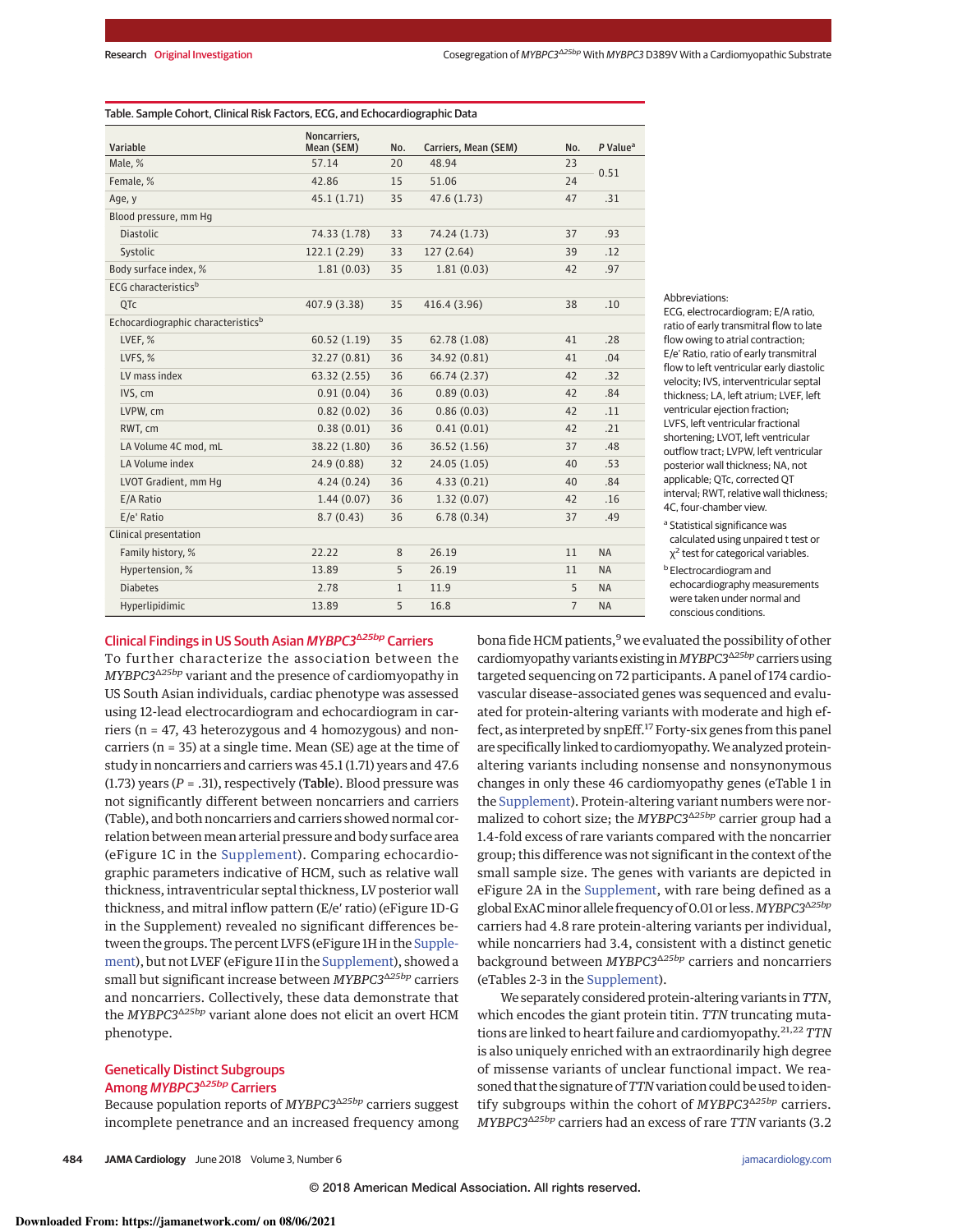Table. Sample Cohort, Clinical Risk Factors, ECG, and Echocardiographic Data

| Variable | Noncarriers, Mean (SEM) | No. | Carriers, Mean (SEM) | No. | P Value[a] |
|---|---|---|---|---|---|
| Male, % | 57.14 | 20 | 48.94 | 23 | 0.51 |
| Female, % | 42.86 | 15 | 51.06 | 24 | |
| Age, y | 45.1 (1.71) | 35 | 47.6 (1.73) | 47 | .31 |
| Blood pressure, mm Hg | | | | | |
| Diastolic | 74.33 (1.78) | 33 | 74.24 (1.73) | 37 | .93 |
| Systolic | 122.1 (2.29) | 33 | 127 (2.64) | 39 | .12 |
| Body surface index, % | 1.81 (0.03) | 35 | 1.81 (0.03) | 42 | .97 |
| ECG characteristics[b] | | | | | |
| QTc | 407.9 (3.38) | 35 | 416.4 (3.96) | 38 | .10 |
| Echocardiographic characteristics[b] | | | | | |
| LVEF, % | 60.52 (1.19) | 35 | 62.78 (1.08) | 41 | .28 |
| LVFS, % | 32.27 (0.81) | 36 | 34.92 (0.81) | 41 | .04 |
| LV mass index | 63.32 (2.55) | 36 | 66.74 (2.37) | 42 | .32 |
| IVS, cm | 0.91 (0.04) | 36 | 0.89 (0.03) | 42 | .84 |
| LVPW, cm | 0.82 (0.02) | 36 | 0.86 (0.03) | 42 | .11 |
| RWT, cm | 0.38 (0.01) | 36 | 0.41 (0.01) | 42 | .21 |
| LA Volume 4C mod, mL | 38.22 (1.80) | 36 | 36.52 (1.56) | 37 | .48 |
| LA Volume index | 24.9 (0.88) | 32 | 24.05 (1.05) | 40 | .53 |
| LVOT Gradient, mm Hg | 4.24 (0.24) | 36 | 4.33 (0.21) | 40 | .84 |
| E/A Ratio | 1.44 (0.07) | 36 | 1.32 (0.07) | 42 | .16 |
| E/e′ Ratio | 8.7 (0.43) | 36 | 6.78 (0.34) | 37 | .49 |
| Clinical presentation | | | | | |
| Family history, % | 22.22 | 8 | 26.19 | 11 | NA |
| Hypertension, % | 13.89 | 5 | 26.19 | 11 | NA |
| Diabetes | 2.78 | 1 | 11.9 | 5 | NA |
| Hyperlipidimic | 13.89 | 5 | 16.8 | 7 | NA |

Abbreviations: ECG, electrocardiogram; E/A ratio, ratio of early transmitral flow to late flow owing to atrial contraction; E/e′ Ratio, ratio of early transmitral flow to left ventricular early diastolic velocity; IVS, interventricular septal thickness; LA, left atrium; LVEF, left ventricular ejection fraction; LVFS, left ventricular fractional shortening; LVOT, left ventricular outflow tract; LVPW, left ventricular posterior wall thickness; NA, not applicable; QTc, corrected QT interval; RWT, relative wall thickness; 4C, four-chamber view.

[a] Statistical significance was calculated using unpaired t test or $\chi^2$ test for categorical variables.

[b] Electrocardiogram and echocardiography measurements were taken under normal and conscious conditions.

## Clinical Findings in US South Asian *MYBPC3*$^{\Delta 25bp}$ Carriers

To further characterize the association between the *MYBPC3*$^{\Delta 25bp}$ variant and the presence of cardiomyopathy in US South Asian individuals, cardiac phenotype was assessed using 12-lead electrocardiogram and echocardiogram in carriers (n = 47, 43 heterozygous and 4 homozygous) and noncarriers (n = 35) at a single time. Mean (SE) age at the time of study in noncarriers and carriers was 45.1 (1.71) years and 47.6 (1.73) years ($P$ = .31), respectively (**Table**). Blood pressure was not significantly different between noncarriers and carriers (Table), and both noncarriers and carriers showed normal correlation between mean arterial pressure and body surface area (eFigure 1C in the Supplement). Comparing echocardiographic parameters indicative of HCM, such as relative wall thickness, intraventricular septal thickness, LV posterior wall thickness, and mitral inflow pattern (E/e′ ratio) (eFigure 1D-G in the Supplement) revealed no significant differences between the groups. The percent LVFS (eFigure 1H in the Supplement), but not LVEF (eFigure 1I in the Supplement), showed a small but significant increase between *MYBPC3*$^{\Delta 25bp}$ carriers and noncarriers. Collectively, these data demonstrate that the *MYBPC3*$^{\Delta 25bp}$ variant alone does not elicit an overt HCM phenotype.

## Genetically Distinct Subgroups Among *MYBPC3*$^{\Delta 25bp}$ Carriers

Because population reports of *MYBPC3*$^{\Delta 25bp}$ carriers suggest incomplete penetrance and an increased frequency among bona fide HCM patients,[9] we evaluated the possibility of other cardiomyopathy variants existing in *MYBPC3*$^{\Delta 25bp}$ carriers using targeted sequencing on 72 participants. A panel of 174 cardiovascular disease–associated genes was sequenced and evaluated for protein-altering variants with moderate and high effect, as interpreted by snpEff.[17] Forty-six genes from this panel are specifically linked to cardiomyopathy. We analyzed protein-altering variants including nonsense and nonsynonymous changes in only these 46 cardiomyopathy genes (eTable 1 in the Supplement). Protein-altering variant numbers were normalized to cohort size; the *MYBPC3*$^{\Delta 25bp}$ carrier group had a 1.4-fold excess of rare variants compared with the noncarrier group; this difference was not significant in the context of the small sample size. The genes with variants are depicted in eFigure 2A in the Supplement, with rare being defined as a global ExAC minor allele frequency of 0.01 or less. *MYBPC3*$^{\Delta 25bp}$ carriers had 4.8 rare protein-altering variants per individual, while noncarriers had 3.4, consistent with a distinct genetic background between *MYBPC3*$^{\Delta 25bp}$ carriers and noncarriers (eTables 2-3 in the Supplement).

We separately considered protein-altering variants in *TTN*, which encodes the giant protein titin. *TTN* truncating mutations are linked to heart failure and cardiomyopathy.[21,22] *TTN* is also uniquely enriched with an extraordinarily high degree of missense variants of unclear functional impact. We reasoned that the signature of *TTN* variation could be used to identify subgroups within the cohort of *MYBPC3*$^{\Delta 25bp}$ carriers. *MYBPC3*$^{\Delta 25bp}$ carriers had an excess of rare *TTN* variants (3.2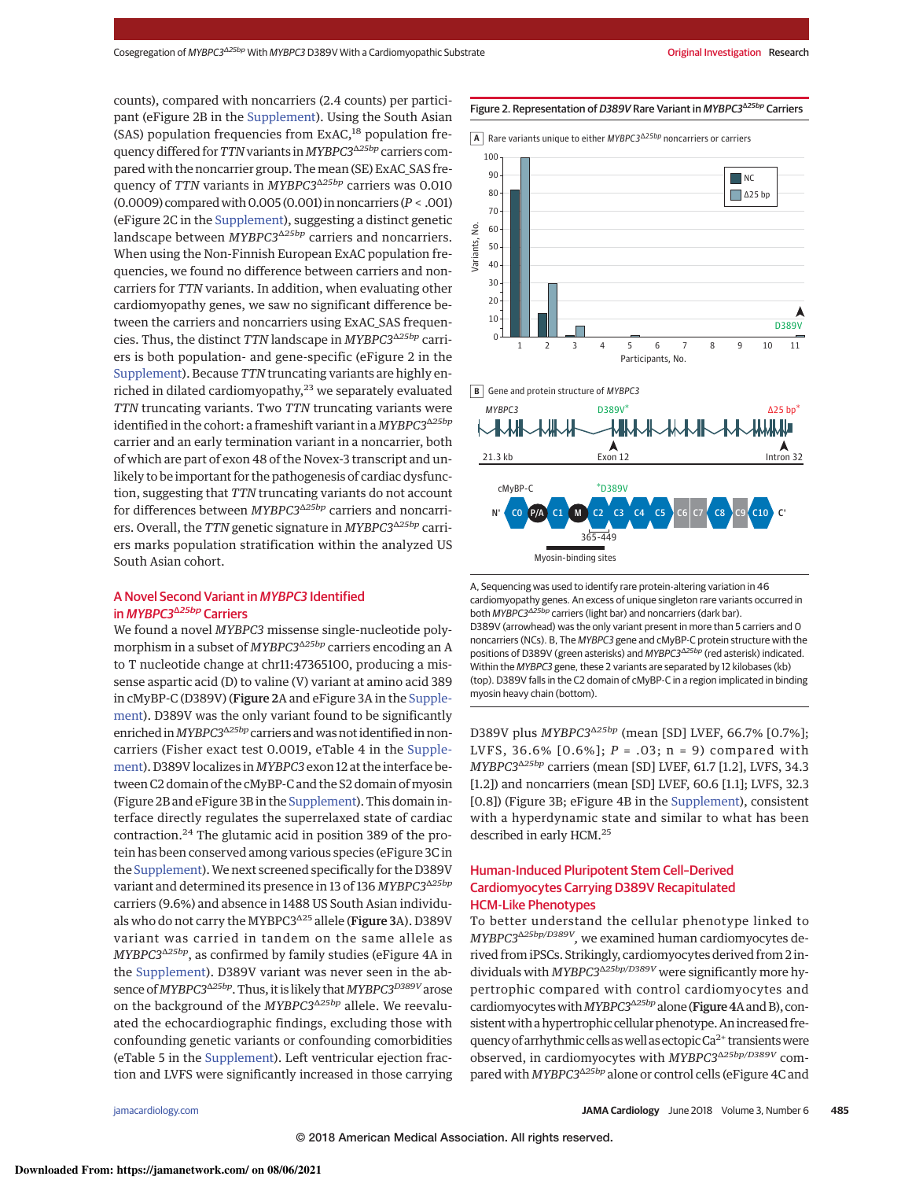counts), compared with noncarriers (2.4 counts) per participant (eFigure 2B in the Supplement). Using the South Asian (SAS) population frequencies from ExAC,[18] population frequency differed for *TTN* variants in *MYBPC3*$^{\Delta25bp}$ carriers compared with the noncarrier group. The mean (SE) ExAC_SAS frequency of *TTN* variants in *MYBPC3*$^{\Delta25bp}$ carriers was 0.010 (0.0009) compared with 0.005 (0.001) in noncarriers ($P < .001$) (eFigure 2C in the Supplement), suggesting a distinct genetic landscape between *MYBPC3*$^{\Delta25bp}$ carriers and noncarriers. When using the Non-Finnish European ExAC population frequencies, we found no difference between carriers and noncarriers for *TTN* variants. In addition, when evaluating other cardiomyopathy genes, we saw no significant difference between the carriers and noncarriers using ExAC_SAS frequencies. Thus, the distinct *TTN* landscape in *MYBPC3*$^{\Delta25bp}$ carriers is both population- and gene-specific (eFigure 2 in the Supplement). Because *TTN* truncating variants are highly enriched in dilated cardiomyopathy,[23] we separately evaluated *TTN* truncating variants. Two *TTN* truncating variants were identified in the cohort: a frameshift variant in a *MYBPC3*$^{\Delta25bp}$ carrier and an early termination variant in a noncarrier, both of which are part of exon 48 of the Novex-3 transcript and unlikely to be important for the pathogenesis of cardiac dysfunction, suggesting that *TTN* truncating variants do not account for differences between *MYBPC3*$^{\Delta25bp}$ carriers and noncarriers. Overall, the *TTN* genetic signature in *MYBPC3*$^{\Delta25bp}$ carriers marks population stratification within the analyzed US South Asian cohort.

## A Novel Second Variant in *MYBPC3* Identified in *MYBPC3*$^{\Delta25bp}$ Carriers

We found a novel *MYBPC3* missense single-nucleotide polymorphism in a subset of *MYBPC3*$^{\Delta25bp}$ carriers encoding an A to T nucleotide change at chr11:47365100, producing a missense aspartic acid (D) to valine (V) variant at amino acid 389 in cMyBP-C (D389V) (**Figure 2**A and eFigure 3A in the Supplement). D389V was the only variant found to be significantly enriched in *MYBPC3*$^{\Delta25bp}$ carriers and was not identified in noncarriers (Fisher exact test 0.0019, eTable 4 in the Supplement). D389V localizes in *MYBPC3* exon 12 at the interface between C2 domain of the cMyBP-C and the S2 domain of myosin (Figure 2B and eFigure 3B in the Supplement). This domain interface directly regulates the superrelaxed state of cardiac contraction.[24] The glutamic acid in position 389 of the protein has been conserved among various species (eFigure 3C in the Supplement). We next screened specifically for the D389V variant and determined its presence in 13 of 136 *MYBPC3*$^{\Delta25bp}$ carriers (9.6%) and absence in 1488 US South Asian individuals who do not carry the MYBPC3$^{\Delta25}$ allele (**Figure 3**A). D389V variant was carried in tandem on the same allele as *MYBPC3*$^{\Delta25bp}$, as confirmed by family studies (eFigure 4A in the Supplement). D389V variant was never seen in the absence of *MYBPC3*$^{\Delta25bp}$. Thus, it is likely that *MYBPC3*$^{D389V}$ arose on the background of the *MYBPC3*$^{\Delta25bp}$ allele. We reevaluated the echocardiographic findings, excluding those with confounding genetic variants or confounding comorbidities (eTable 5 in the Supplement). Left ventricular ejection fraction and LVFS were significantly increased in those carrying D389V plus *MYBPC3*$^{\Delta25bp}$ (mean [SD] LVEF, 66.7% [0.7%]; LVFS, 36.6% [0.6%]; $P = .03$; n = 9) compared with *MYBPC3*$^{\Delta25bp}$ carriers (mean [SD] LVEF, 61.7 [1.2], LVFS, 34.3 [1.2]) and noncarriers (mean [SD] LVEF, 60.6 [1.1]; LVFS, 32.3 [0.8]) (Figure 3B; eFigure 4B in the Supplement), consistent with a hyperdynamic state and similar to what has been described in early HCM.[25]

**Figure 2. Representation of *D389V* Rare Variant in *MYBPC3*$^{\Delta25bp}$ Carriers**

A, Sequencing was used to identify rare protein-altering variation in 46 cardiomyopathy genes. An excess of unique singleton rare variants occurred in both *MYBPC3*$^{\Delta25bp}$ carriers (light bar) and noncarriers (dark bar). D389V (arrowhead) was the only variant present in more than 5 carriers and 0 noncarriers (NCs). B, The *MYBPC3* gene and cMyBP-C protein structure with the positions of D389V (green asterisks) and *MYBPC3*$^{\Delta25bp}$ (red asterisk) indicated. Within the *MYBPC3* gene, these 2 variants are separated by 12 kilobases (kb) (top). D389V falls in the C2 domain of cMyBP-C in a region implicated in binding myosin heavy chain (bottom).

## Human-Induced Pluripotent Stem Cell–Derived Cardiomyocytes Carrying D389V Recapitulated HCM-Like Phenotypes

To better understand the cellular phenotype linked to *MYBPC3*$^{\Delta25bp/D389V}$, we examined human cardiomyocytes derived from iPSCs. Strikingly, cardiomyocytes derived from 2 individuals with *MYBPC3*$^{\Delta25bp/D389V}$ were significantly more hypertrophic compared with control cardiomyocytes and cardiomyocytes with *MYBPC3*$^{\Delta25bp}$ alone (**Figure 4**A and B), consistent with a hypertrophic cellular phenotype. An increased frequency of arrhythmic cells as well as ectopic $Ca^{2+}$ transients were observed, in cardiomyocytes with *MYBPC3*$^{\Delta25bp/D389V}$ compared with *MYBPC3*$^{\Delta25bp}$ alone or control cells (eFigure 4C and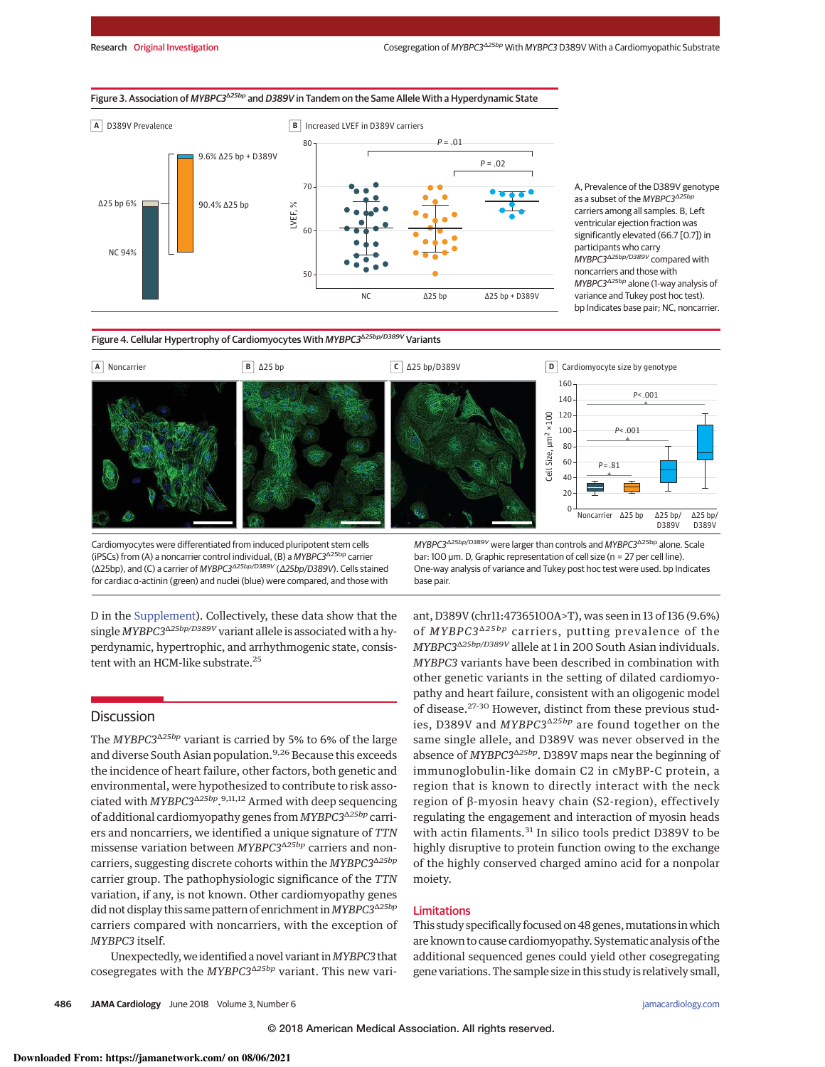Figure 3. Association of $MYBPC3^{\Delta 25bp}$ and *D389V* in Tandem on the Same Allele With a Hyperdynamic State

A, Prevalence of the D389V genotype as a subset of the $MYBPC3^{\Delta 25bp}$ carriers among all samples. B, Left ventricular ejection fraction was significantly elevated (66.7 [0.7]) in participants who carry $MYBPC3^{\Delta 25bp/D389V}$ compared with noncarriers and those with $MYBPC3^{\Delta 25bp}$ alone (1-way analysis of variance and Tukey post hoc test). bp Indicates base pair; NC, noncarrier.

Figure 4. Cellular Hypertrophy of Cardiomyocytes With $MYBPC3^{\Delta 25bp/D389V}$ Variants

Cardiomyocytes were differentiated from induced pluripotent stem cells (iPSCs) from (A) a noncarrier control individual, (B) a $MYBPC3^{\Delta 25bp}$ carrier (Δ25bp), and (C) a carrier of $MYBPC3^{\Delta 25bp/D389V}$ (Δ25bp/D389V). Cells stained for cardiac α-actinin (green) and nuclei (blue) were compared, and those with $MYBPC3^{\Delta 25bp/D389V}$ were larger than controls and $MYBPC3^{\Delta 25bp}$ alone. Scale bar: 100 μm. D, Graphic representation of cell size (n = 27 per cell line). One-way analysis of variance and Tukey post hoc test were used. bp Indicates base pair.

D in the Supplement). Collectively, these data show that the single $MYBPC3^{\Delta 25bp/D389V}$ variant allele is associated with a hyperdynamic, hypertrophic, and arrhythmogenic state, consistent with an HCM-like substrate.[25]

## Discussion

The $MYBPC3^{\Delta 25bp}$ variant is carried by 5% to 6% of the large and diverse South Asian population.[9,26] Because this exceeds the incidence of heart failure, other factors, both genetic and environmental, were hypothesized to contribute to risk associated with $MYBPC3^{\Delta 25bp}$.[9,11,12] Armed with deep sequencing of additional cardiomyopathy genes from $MYBPC3^{\Delta 25bp}$ carriers and noncarriers, we identified a unique signature of *TTN* missense variation between $MYBPC3^{\Delta 25bp}$ carriers and noncarriers, suggesting discrete cohorts within the $MYBPC3^{\Delta 25bp}$ carrier group. The pathophysiologic significance of the *TTN* variation, if any, is not known. Other cardiomyopathy genes did not display this same pattern of enrichment in $MYBPC3^{\Delta 25bp}$ carriers compared with noncarriers, with the exception of *MYBPC3* itself.

Unexpectedly, we identified a novel variant in *MYBPC3* that cosegregates with the $MYBPC3^{\Delta 25bp}$ variant. This new variant, D389V (chr11:47365100A>T), was seen in 13 of 136 (9.6%) of $MYBPC3^{\Delta 25bp}$ carriers, putting prevalence of the $MYBPC3^{\Delta 25bp/D389V}$ allele at 1 in 200 South Asian individuals. *MYBPC3* variants have been described in combination with other genetic variants in the setting of dilated cardiomyopathy and heart failure, consistent with an oligogenic model of disease.[27-30] However, distinct from these previous studies, D389V and $MYBPC3^{\Delta 25bp}$ are found together on the same single allele, and D389V was never observed in the absence of $MYBPC3^{\Delta 25bp}$. D389V maps near the beginning of immunoglobulin-like domain C2 in cMyBP-C protein, a region that is known to directly interact with the neck region of β-myosin heavy chain (S2-region), effectively regulating the engagement and interaction of myosin heads with actin filaments.[31] In silico tools predict D389V to be highly disruptive to protein function owing to the exchange of the highly conserved charged amino acid for a nonpolar moiety.

### Limitations

This study specifically focused on 48 genes, mutations in which are known to cause cardiomyopathy. Systematic analysis of the additional sequenced genes could yield other cosegregating gene variations. The sample size in this study is relatively small,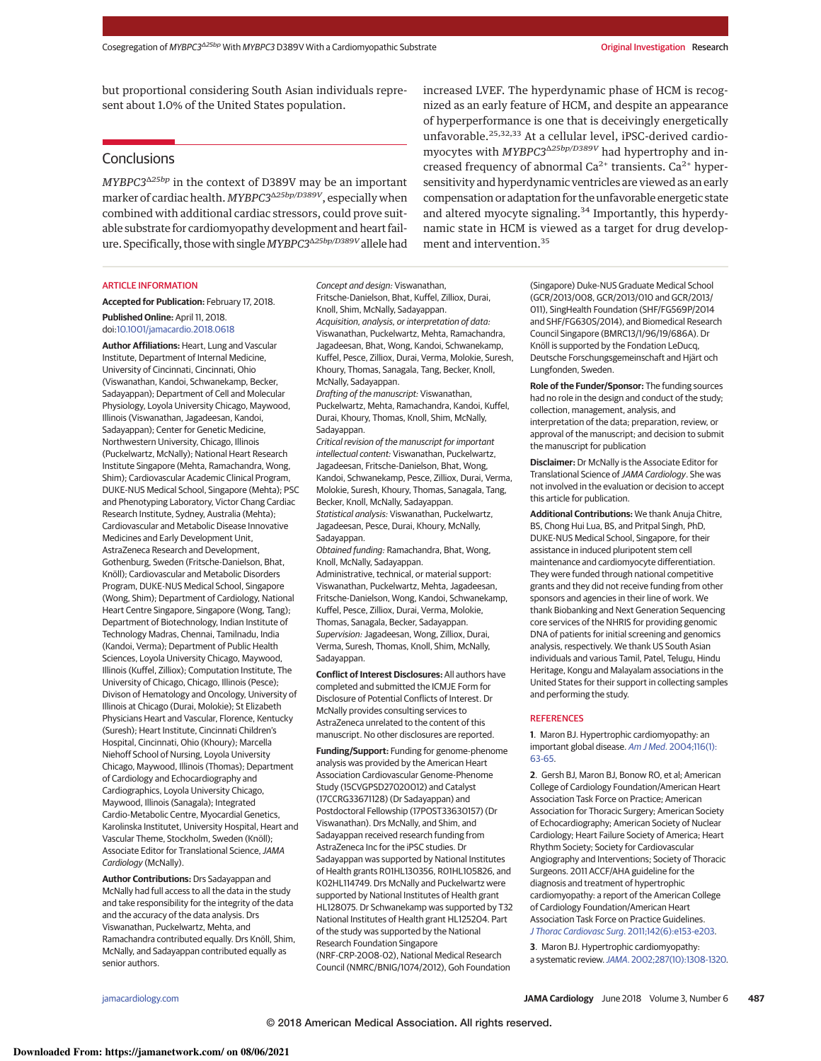but proportional considering South Asian individuals represent about 1.0% of the United States population.

## Conclusions

*MYBPC3*$^{\Delta 25bp}$ in the context of D389V may be an important marker of cardiac health. *MYBPC3*$^{\Delta 25bp/D389V}$, especially when combined with additional cardiac stressors, could prove suitable substrate for cardiomyopathy development and heart failure. Specifically, those with single *MYBPC3*$^{\Delta 25bp/D389V}$ allele had increased LVEF. The hyperdynamic phase of HCM is recognized as an early feature of HCM, and despite an appearance of hyperperformance is one that is deceivingly energetically unfavorable.[25,32,33] At a cellular level, iPSC-derived cardiomyocytes with *MYBPC3*$^{\Delta 25bp/D389V}$ had hypertrophy and increased frequency of abnormal $Ca^{2+}$ transients. $Ca^{2+}$ hypersensitivity and hyperdynamic ventricles are viewed as an early compensation or adaptation for the unfavorable energetic state and altered myocyte signaling.[34] Importantly, this hyperdynamic state in HCM is viewed as a target for drug development and intervention.[35]

## ARTICLE INFORMATION

**Accepted for Publication:** February 17, 2018.

**Published Online:** April 11, 2018. doi:10.1001/jamacardio.2018.0618

**Author Affiliations:** Heart, Lung and Vascular Institute, Department of Internal Medicine, University of Cincinnati, Cincinnati, Ohio (Viswanathan, Kandoi, Schwanekamp, Becker, Sadayappan); Department of Cell and Molecular Physiology, Loyola University Chicago, Maywood, Illinois (Viswanathan, Jagadeesan, Kandoi, Sadayappan); Center for Genetic Medicine, Northwestern University, Chicago, Illinois (Puckelwartz, McNally); National Heart Research Institute Singapore (Mehta, Ramachandra, Wong, Shim); Cardiovascular Academic Clinical Program, DUKE-NUS Medical School, Singapore (Mehta); PSC and Phenotyping Laboratory, Victor Chang Cardiac Research Institute, Sydney, Australia (Mehta); Cardiovascular and Metabolic Disease Innovative Medicines and Early Development Unit, AstraZeneca Research and Development, Gothenburg, Sweden (Fritsche-Danielson, Bhat, Knöll); Cardiovascular and Metabolic Disorders Program, DUKE-NUS Medical School, Singapore (Wong, Shim); Department of Cardiology, National Heart Centre Singapore, Singapore (Wong, Tang); Department of Biotechnology, Indian Institute of Technology Madras, Chennai, Tamilnadu, India (Kandoi, Verma); Department of Public Health Sciences, Loyola University Chicago, Maywood, Illinois (Kuffel, Zilliox); Computation Institute, The University of Chicago, Chicago, Illinois (Pesce); Divison of Hematology and Oncology, University of Illinois at Chicago (Durai, Molokie); St Elizabeth Physicians Heart and Vascular, Florence, Kentucky (Suresh); Heart Institute, Cincinnati Children's Hospital, Cincinnati, Ohio (Khoury); Marcella Niehoff School of Nursing, Loyola University Chicago, Maywood, Illinois (Thomas); Department of Cardiology and Echocardiography and Cardiographics, Loyola University Chicago, Maywood, Illinois (Sanagala); Integrated Cardio-Metabolic Centre, Myocardial Genetics, Karolinska Institutet, University Hospital, Heart and Vascular Theme, Stockholm, Sweden (Knöll); Associate Editor for Translational Science, *JAMA Cardiology* (McNally).

**Author Contributions:** Drs Sadayappan and McNally had full access to all the data in the study and take responsibility for the integrity of the data and the accuracy of the data analysis. Drs Viswanathan, Puckelwartz, Mehta, and Ramachandra contributed equally. Drs Knöll, Shim, McNally, and Sadayappan contributed equally as senior authors.

*Concept and design:* Viswanathan, Fritsche-Danielson, Bhat, Kuffel, Zilliox, Durai, Knoll, Shim, McNally, Sadayappan.
*Acquisition, analysis, or interpretation of data:* Viswanathan, Puckelwartz, Mehta, Ramachandra, Jagadeesan, Bhat, Wong, Kandoi, Schwanekamp, Kuffel, Pesce, Zilliox, Durai, Verma, Molokie, Suresh, Khoury, Thomas, Sanagala, Tang, Becker, Knoll, McNally, Sadayappan.
*Drafting of the manuscript:* Viswanathan, Puckelwartz, Mehta, Ramachandra, Kandoi, Kuffel, Durai, Khoury, Thomas, Knoll, Shim, McNally, Sadayappan.
*Critical revision of the manuscript for important intellectual content:* Viswanathan, Puckelwartz, Jagadeesan, Fritsche-Danielson, Bhat, Wong, Kandoi, Schwanekamp, Pesce, Zilliox, Durai, Verma, Molokie, Suresh, Khoury, Thomas, Sanagala, Tang, Becker, Knoll, McNally, Sadayappan.
*Statistical analysis:* Viswanathan, Puckelwartz, Jagadeesan, Pesce, Durai, Khoury, McNally, Sadayappan.
*Obtained funding:* Ramachandra, Bhat, Wong, Knoll, McNally, Sadayappan.
Administrative, technical, or material support: Viswanathan, Puckelwartz, Mehta, Jagadeesan, Fritsche-Danielson, Wong, Kandoi, Schwanekamp, Kuffel, Pesce, Zilliox, Durai, Verma, Molokie, Thomas, Sanagala, Becker, Sadayappan.
*Supervision:* Jagadeesan, Wong, Zilliox, Durai, Verma, Suresh, Thomas, Knoll, Shim, McNally, Sadayappan.

**Conflict of Interest Disclosures:** All authors have completed and submitted the ICMJE Form for Disclosure of Potential Conflicts of Interest. Dr McNally provides consulting services to AstraZeneca unrelated to the content of this manuscript. No other disclosures are reported.

**Funding/Support:** Funding for genome-phenome analysis was provided by the American Heart Association Cardiovascular Genome-Phenome Study (15CVGPSD27020012) and Catalyst (17CCRG33671128) (Dr Sadayappan) and Postdoctoral Fellowship (17POST33630157) (Dr Viswanathan). Drs McNally, and Shim, and Sadayappan received research funding from AstraZeneca Inc for the iPSC studies. Dr Sadayappan was supported by National Institutes of Health grants R01HL130356, R01HL105826, and K02HL114749. Drs McNally and Puckelwartz were supported by National Institutes of Health grant HL128075. Dr Schwanekamp was supported by T32 National Institutes of Health grant HL125204. Part of the study was supported by the National Research Foundation Singapore (NRF-CRP-2008-02), National Medical Research Council (NMRC/BNIG/1074/2012), Goh Foundation (Singapore) Duke-NUS Graduate Medical School (GCR/2013/008, GCR/2013/010 and GCR/2013/011), SingHealth Foundation (SHF/FG569P/2014 and SHF/FG630S/2014), and Biomedical Research Council Singapore (BMRC13/1/96/19/686A). Dr Knöll is supported by the Fondation LeDucq, Deutsche Forschungsgemeinschaft and Hjärt och Lungfonden, Sweden.

**Role of the Funder/Sponsor:** The funding sources had no role in the design and conduct of the study; collection, management, analysis, and interpretation of the data; preparation, review, or approval of the manuscript; and decision to submit the manuscript for publication

**Disclaimer:** Dr McNally is the Associate Editor for Translational Science of *JAMA Cardiology*. She was not involved in the evaluation or decision to accept this article for publication.

**Additional Contributions:** We thank Anuja Chitre, BS, Chong Hui Lua, BS, and Pritpal Singh, PhD, DUKE-NUS Medical School, Singapore, for their assistance in induced pluripotent stem cell maintenance and cardiomyocyte differentiation. They were funded through national competitive grants and they did not receive funding from other sponsors and agencies in their line of work. We thank Biobanking and Next Generation Sequencing core services of the NHRIS for providing genomic DNA of patients for initial screening and genomics analysis, respectively. We thank US South Asian individuals and various Tamil, Patel, Telugu, Hindu Heritage, Kongu and Malayalam associations in the United States for their support in collecting samples and performing the study.

## REFERENCES

1. Maron BJ. Hypertrophic cardiomyopathy: an important global disease. *Am J Med*. 2004;116(1):63-65.

2. Gersh BJ, Maron BJ, Bonow RO, et al; American College of Cardiology Foundation/American Heart Association Task Force on Practice; American Association for Thoracic Surgery; American Society of Echocardiography; American Society of Nuclear Cardiology; Heart Failure Society of America; Heart Rhythm Society; Society for Cardiovascular Angiography and Interventions; Society of Thoracic Surgeons. 2011 ACCF/AHA guideline for the diagnosis and treatment of hypertrophic cardiomyopathy: a report of the American College of Cardiology Foundation/American Heart Association Task Force on Practice Guidelines. *J Thorac Cardiovasc Surg*. 2011;142(6):e153-e203.

3. Maron BJ. Hypertrophic cardiomyopathy: a systematic review. *JAMA*. 2002;287(10):1308-1320.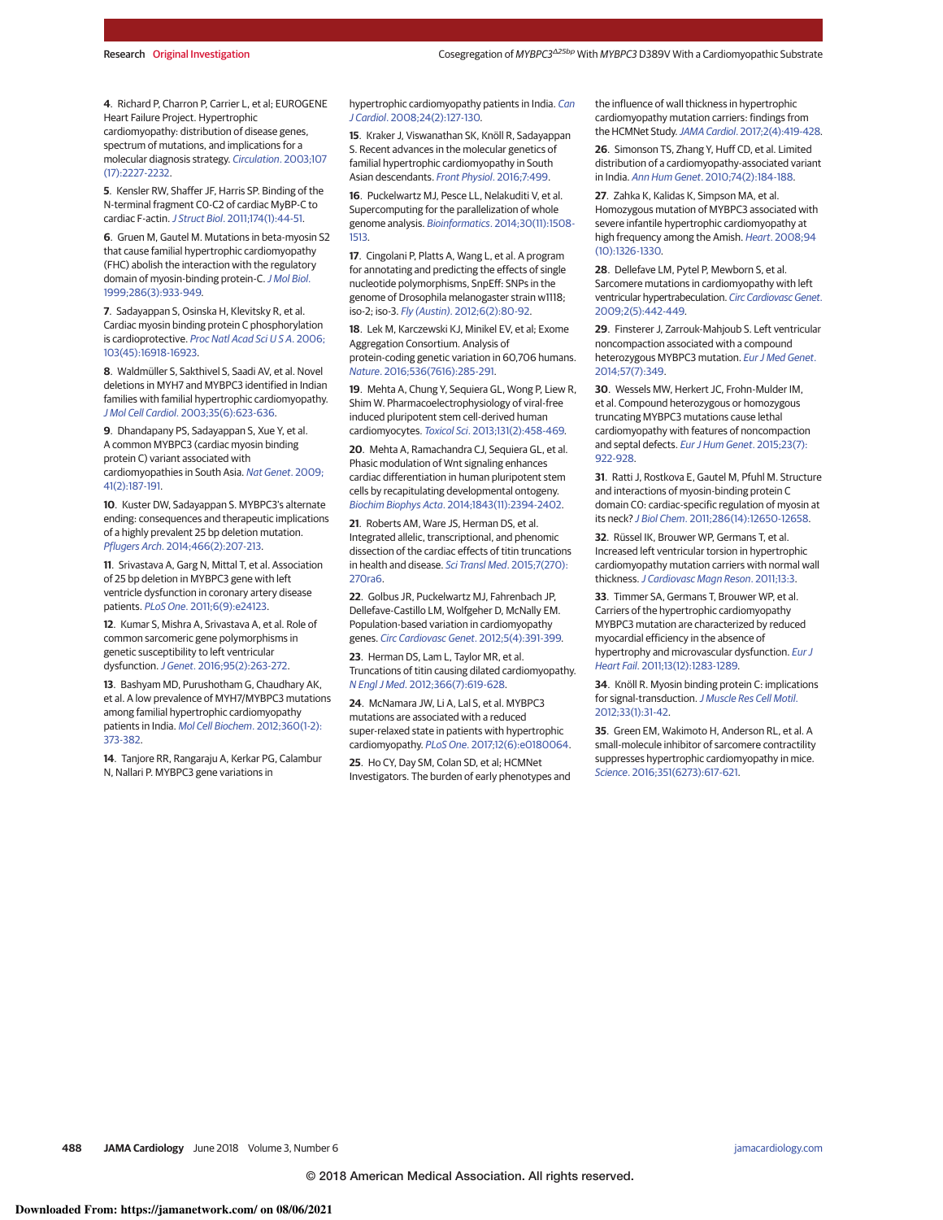4. Richard P, Charron P, Carrier L, et al; EUROGENE Heart Failure Project. Hypertrophic cardiomyopathy: distribution of disease genes, spectrum of mutations, and implications for a molecular diagnosis strategy. *Circulation*. 2003;107(17):2227-2232.

5. Kensler RW, Shaffer JF, Harris SP. Binding of the N-terminal fragment C0-C2 of cardiac MyBP-C to cardiac F-actin. *J Struct Biol*. 2011;174(1):44-51.

6. Gruen M, Gautel M. Mutations in beta-myosin S2 that cause familial hypertrophic cardiomyopathy (FHC) abolish the interaction with the regulatory domain of myosin-binding protein-C. *J Mol Biol*. 1999;286(3):933-949.

7. Sadayappan S, Osinska H, Klevitsky R, et al. Cardiac myosin binding protein C phosphorylation is cardioprotective. *Proc Natl Acad Sci U S A*. 2006;103(45):16918-16923.

8. Waldmüller S, Sakthivel S, Saadi AV, et al. Novel deletions in MYH7 and MYBPC3 identified in Indian families with familial hypertrophic cardiomyopathy. *J Mol Cell Cardiol*. 2003;35(6):623-636.

9. Dhandapany PS, Sadayappan S, Xue Y, et al. A common MYBPC3 (cardiac myosin binding protein C) variant associated with cardiomyopathies in South Asia. *Nat Genet*. 2009;41(2):187-191.

10. Kuster DW, Sadayappan S. MYBPC3's alternate ending: consequences and therapeutic implications of a highly prevalent 25 bp deletion mutation. *Pflugers Arch*. 2014;466(2):207-213.

11. Srivastava A, Garg N, Mittal T, et al. Association of 25 bp deletion in MYBPC3 gene with left ventricle dysfunction in coronary artery disease patients. *PLoS One*. 2011;6(9):e24123.

12. Kumar S, Mishra A, Srivastava A, et al. Role of common sarcomeric gene polymorphisms in genetic susceptibility to left ventricular dysfunction. *J Genet*. 2016;95(2):263-272.

13. Bashyam MD, Purushotham G, Chaudhary AK, et al. A low prevalence of MYH7/MYBPC3 mutations among familial hypertrophic cardiomyopathy patients in India. *Mol Cell Biochem*. 2012;360(1-2):373-382.

14. Tanjore RR, Rangaraju A, Kerkar PG, Calambur N, Nallari P. MYBPC3 gene variations in hypertrophic cardiomyopathy patients in India. *Can J Cardiol*. 2008;24(2):127-130.

15. Kraker J, Viswanathan SK, Knöll R, Sadayappan S. Recent advances in the molecular genetics of familial hypertrophic cardiomyopathy in South Asian descendants. *Front Physiol*. 2016;7:499.

16. Puckelwartz MJ, Pesce LL, Nelakuditi V, et al. Supercomputing for the parallelization of whole genome analysis. *Bioinformatics*. 2014;30(11):1508-1513.

17. Cingolani P, Platts A, Wang L, et al. A program for annotating and predicting the effects of single nucleotide polymorphisms, SnpEff: SNPs in the genome of Drosophila melanogaster strain w1118; iso-2; iso-3. *Fly (Austin)*. 2012;6(2):80-92.

18. Lek M, Karczewski KJ, Minikel EV, et al; Exome Aggregation Consortium. Analysis of protein-coding genetic variation in 60,706 humans. *Nature*. 2016;536(7616):285-291.

19. Mehta A, Chung Y, Sequiera GL, Wong P, Liew R, Shim W. Pharmacoelectrophysiology of viral-free induced pluripotent stem cell-derived human cardiomyocytes. *Toxicol Sci*. 2013;131(2):458-469.

20. Mehta A, Ramachandra CJ, Sequiera GL, et al. Phasic modulation of Wnt signaling enhances cardiac differentiation in human pluripotent stem cells by recapitulating developmental ontogeny. *Biochim Biophys Acta*. 2014;1843(11):2394-2402.

21. Roberts AM, Ware JS, Herman DS, et al. Integrated allelic, transcriptional, and phenomic dissection of the cardiac effects of titin truncations in health and disease. *Sci Transl Med*. 2015;7(270):270ra6.

22. Golbus JR, Puckelwartz MJ, Fahrenbach JP, Dellefave-Castillo LM, Wolfgeher D, McNally EM. Population-based variation in cardiomyopathy genes. *Circ Cardiovasc Genet*. 2012;5(4):391-399.

23. Herman DS, Lam L, Taylor MR, et al. Truncations of titin causing dilated cardiomyopathy. *N Engl J Med*. 2012;366(7):619-628.

24. McNamara JW, Li A, Lal S, et al. MYBPC3 mutations are associated with a reduced super-relaxed state in patients with hypertrophic cardiomyopathy. *PLoS One*. 2017;12(6):e0180064.

25. Ho CY, Day SM, Colan SD, et al; HCMNet Investigators. The burden of early phenotypes and the influence of wall thickness in hypertrophic cardiomyopathy mutation carriers: findings from the HCMNet Study. *JAMA Cardiol*. 2017;2(4):419-428.

26. Simonson TS, Zhang Y, Huff CD, et al. Limited distribution of a cardiomyopathy-associated variant in India. *Ann Hum Genet*. 2010;74(2):184-188.

27. Zahka K, Kalidas K, Simpson MA, et al. Homozygous mutation of MYBPC3 associated with severe infantile hypertrophic cardiomyopathy at high frequency among the Amish. *Heart*. 2008;94(10):1326-1330.

28. Dellefave LM, Pytel P, Mewborn S, et al. Sarcomere mutations in cardiomyopathy with left ventricular hypertrabeculation. *Circ Cardiovasc Genet*. 2009;2(5):442-449.

29. Finsterer J, Zarrouk-Mahjoub S. Left ventricular noncompaction associated with a compound heterozygous MYBPC3 mutation. *Eur J Med Genet*. 2014;57(7):349.

30. Wessels MW, Herkert JC, Frohn-Mulder IM, et al. Compound heterozygous or homozygous truncating MYBPC3 mutations cause lethal cardiomyopathy with features of noncompaction and septal defects. *Eur J Hum Genet*. 2015;23(7):922-928.

31. Ratti J, Rostkova E, Gautel M, Pfuhl M. Structure and interactions of myosin-binding protein C domain C0: cardiac-specific regulation of myosin at its neck? *J Biol Chem*. 2011;286(14):12650-12658.

32. Rüssel IK, Brouwer WP, Germans T, et al. Increased left ventricular torsion in hypertrophic cardiomyopathy mutation carriers with normal wall thickness. *J Cardiovasc Magn Reson*. 2011;13:3.

33. Timmer SA, Germans T, Brouwer WP, et al. Carriers of the hypertrophic cardiomyopathy MYBPC3 mutation are characterized by reduced myocardial efficiency in the absence of hypertrophy and microvascular dysfunction. *Eur J Heart Fail*. 2011;13(12):1283-1289.

34. Knöll R. Myosin binding protein C: implications for signal-transduction. *J Muscle Res Cell Motil*. 2012;33(1):31-42.

35. Green EM, Wakimoto H, Anderson RL, et al. A small-molecule inhibitor of sarcomere contractility suppresses hypertrophic cardiomyopathy in mice. *Science*. 2016;351(6273):617-621.